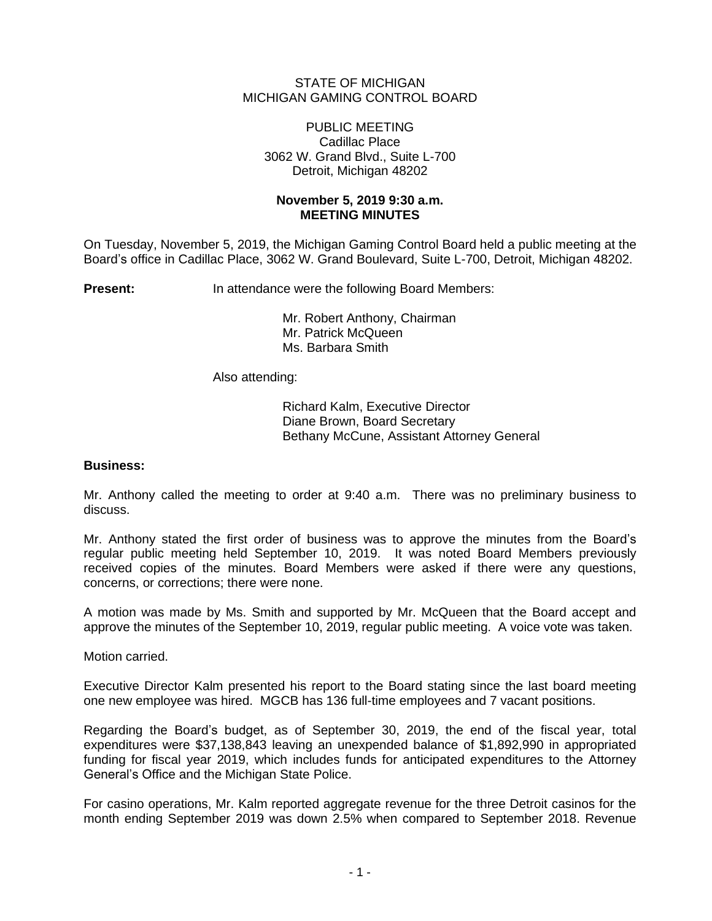STATE OF MICHIGAN
MICHIGAN GAMING CONTROL BOARD

PUBLIC MEETING
Cadillac Place
3062 W. Grand Blvd., Suite L-700
Detroit, Michigan 48202

**November 5, 2019 9:30 a.m.**
**MEETING MINUTES**

On Tuesday, November 5, 2019, the Michigan Gaming Control Board held a public meeting at the Board's office in Cadillac Place, 3062 W. Grand Boulevard, Suite L-700, Detroit, Michigan 48202.

**Present:** In attendance were the following Board Members:

Mr. Robert Anthony, Chairman
Mr. Patrick McQueen
Ms. Barbara Smith

Also attending:

Richard Kalm, Executive Director
Diane Brown, Board Secretary
Bethany McCune, Assistant Attorney General

**Business:**

Mr. Anthony called the meeting to order at 9:40 a.m. There was no preliminary business to discuss.

Mr. Anthony stated the first order of business was to approve the minutes from the Board's regular public meeting held September 10, 2019. It was noted Board Members previously received copies of the minutes. Board Members were asked if there were any questions, concerns, or corrections; there were none.

A motion was made by Ms. Smith and supported by Mr. McQueen that the Board accept and approve the minutes of the September 10, 2019, regular public meeting. A voice vote was taken.

Motion carried.

Executive Director Kalm presented his report to the Board stating since the last board meeting one new employee was hired. MGCB has 136 full-time employees and 7 vacant positions.

Regarding the Board's budget, as of September 30, 2019, the end of the fiscal year, total expenditures were $37,138,843 leaving an unexpended balance of $1,892,990 in appropriated funding for fiscal year 2019, which includes funds for anticipated expenditures to the Attorney General's Office and the Michigan State Police.

For casino operations, Mr. Kalm reported aggregate revenue for the three Detroit casinos for the month ending September 2019 was down 2.5% when compared to September 2018. Revenue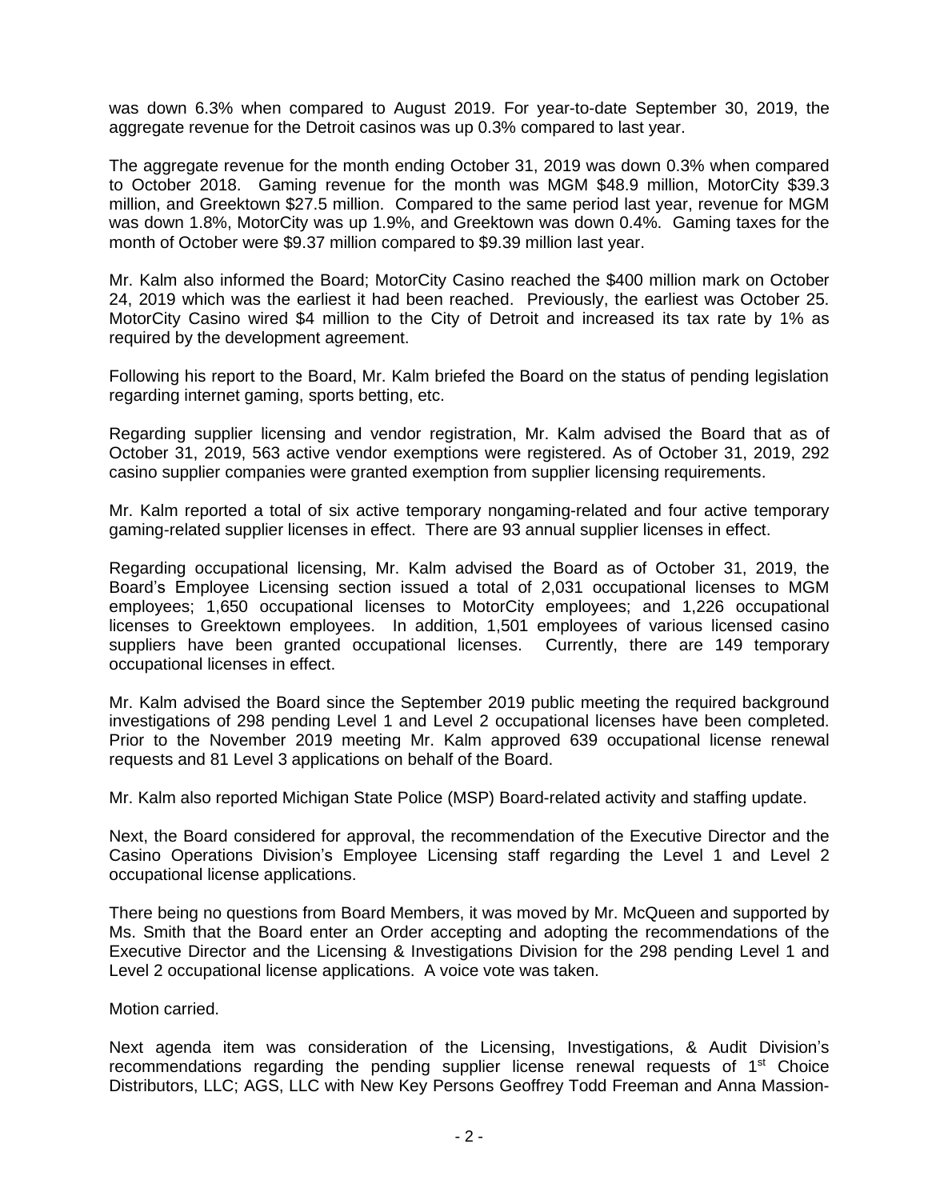was down 6.3% when compared to August 2019. For year-to-date September 30, 2019, the aggregate revenue for the Detroit casinos was up 0.3% compared to last year.

The aggregate revenue for the month ending October 31, 2019 was down 0.3% when compared to October 2018. Gaming revenue for the month was MGM $48.9 million, MotorCity $39.3 million, and Greektown $27.5 million. Compared to the same period last year, revenue for MGM was down 1.8%, MotorCity was up 1.9%, and Greektown was down 0.4%. Gaming taxes for the month of October were $9.37 million compared to $9.39 million last year.

Mr. Kalm also informed the Board; MotorCity Casino reached the $400 million mark on October 24, 2019 which was the earliest it had been reached. Previously, the earliest was October 25. MotorCity Casino wired $4 million to the City of Detroit and increased its tax rate by 1% as required by the development agreement.

Following his report to the Board, Mr. Kalm briefed the Board on the status of pending legislation regarding internet gaming, sports betting, etc.

Regarding supplier licensing and vendor registration, Mr. Kalm advised the Board that as of October 31, 2019, 563 active vendor exemptions were registered. As of October 31, 2019, 292 casino supplier companies were granted exemption from supplier licensing requirements.

Mr. Kalm reported a total of six active temporary nongaming-related and four active temporary gaming-related supplier licenses in effect. There are 93 annual supplier licenses in effect.

Regarding occupational licensing, Mr. Kalm advised the Board as of October 31, 2019, the Board's Employee Licensing section issued a total of 2,031 occupational licenses to MGM employees; 1,650 occupational licenses to MotorCity employees; and 1,226 occupational licenses to Greektown employees. In addition, 1,501 employees of various licensed casino suppliers have been granted occupational licenses. Currently, there are 149 temporary occupational licenses in effect.

Mr. Kalm advised the Board since the September 2019 public meeting the required background investigations of 298 pending Level 1 and Level 2 occupational licenses have been completed. Prior to the November 2019 meeting Mr. Kalm approved 639 occupational license renewal requests and 81 Level 3 applications on behalf of the Board.

Mr. Kalm also reported Michigan State Police (MSP) Board-related activity and staffing update.

Next, the Board considered for approval, the recommendation of the Executive Director and the Casino Operations Division's Employee Licensing staff regarding the Level 1 and Level 2 occupational license applications.

There being no questions from Board Members, it was moved by Mr. McQueen and supported by Ms. Smith that the Board enter an Order accepting and adopting the recommendations of the Executive Director and the Licensing & Investigations Division for the 298 pending Level 1 and Level 2 occupational license applications. A voice vote was taken.

Motion carried.

Next agenda item was consideration of the Licensing, Investigations, & Audit Division's recommendations regarding the pending supplier license renewal requests of 1st Choice Distributors, LLC; AGS, LLC with New Key Persons Geoffrey Todd Freeman and Anna Massion-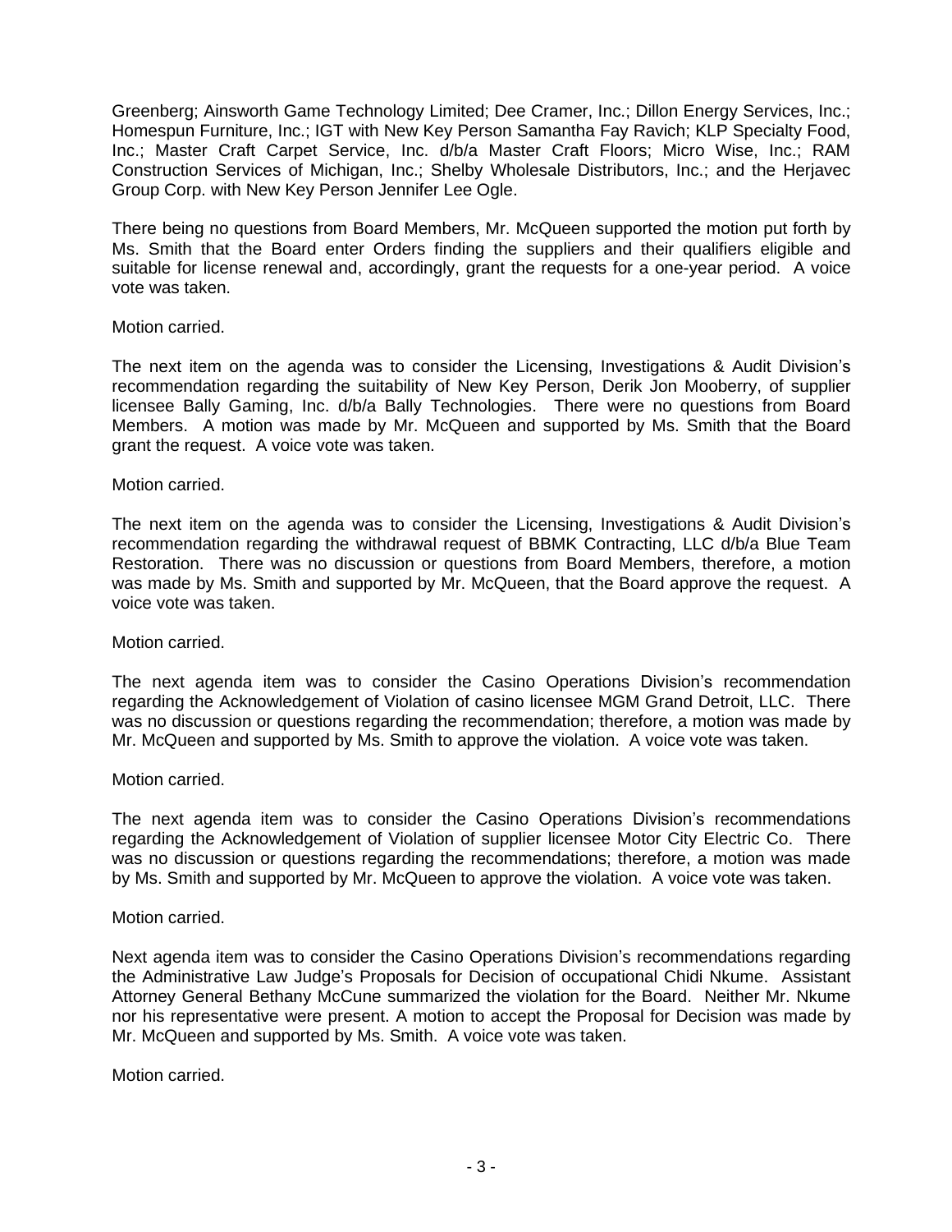Greenberg; Ainsworth Game Technology Limited; Dee Cramer, Inc.; Dillon Energy Services, Inc.; Homespun Furniture, Inc.; IGT with New Key Person Samantha Fay Ravich; KLP Specialty Food, Inc.; Master Craft Carpet Service, Inc. d/b/a Master Craft Floors; Micro Wise, Inc.; RAM Construction Services of Michigan, Inc.; Shelby Wholesale Distributors, Inc.; and the Herjavec Group Corp. with New Key Person Jennifer Lee Ogle.

There being no questions from Board Members, Mr. McQueen supported the motion put forth by Ms. Smith that the Board enter Orders finding the suppliers and their qualifiers eligible and suitable for license renewal and, accordingly, grant the requests for a one-year period. A voice vote was taken.

Motion carried.

The next item on the agenda was to consider the Licensing, Investigations & Audit Division's recommendation regarding the suitability of New Key Person, Derik Jon Mooberry, of supplier licensee Bally Gaming, Inc. d/b/a Bally Technologies. There were no questions from Board Members. A motion was made by Mr. McQueen and supported by Ms. Smith that the Board grant the request. A voice vote was taken.

Motion carried.

The next item on the agenda was to consider the Licensing, Investigations & Audit Division's recommendation regarding the withdrawal request of BBMK Contracting, LLC d/b/a Blue Team Restoration. There was no discussion or questions from Board Members, therefore, a motion was made by Ms. Smith and supported by Mr. McQueen, that the Board approve the request. A voice vote was taken.

Motion carried.

The next agenda item was to consider the Casino Operations Division's recommendation regarding the Acknowledgement of Violation of casino licensee MGM Grand Detroit, LLC. There was no discussion or questions regarding the recommendation; therefore, a motion was made by Mr. McQueen and supported by Ms. Smith to approve the violation. A voice vote was taken.

Motion carried.

The next agenda item was to consider the Casino Operations Division's recommendations regarding the Acknowledgement of Violation of supplier licensee Motor City Electric Co. There was no discussion or questions regarding the recommendations; therefore, a motion was made by Ms. Smith and supported by Mr. McQueen to approve the violation. A voice vote was taken.

Motion carried.

Next agenda item was to consider the Casino Operations Division's recommendations regarding the Administrative Law Judge's Proposals for Decision of occupational Chidi Nkume. Assistant Attorney General Bethany McCune summarized the violation for the Board. Neither Mr. Nkume nor his representative were present. A motion to accept the Proposal for Decision was made by Mr. McQueen and supported by Ms. Smith. A voice vote was taken.

Motion carried.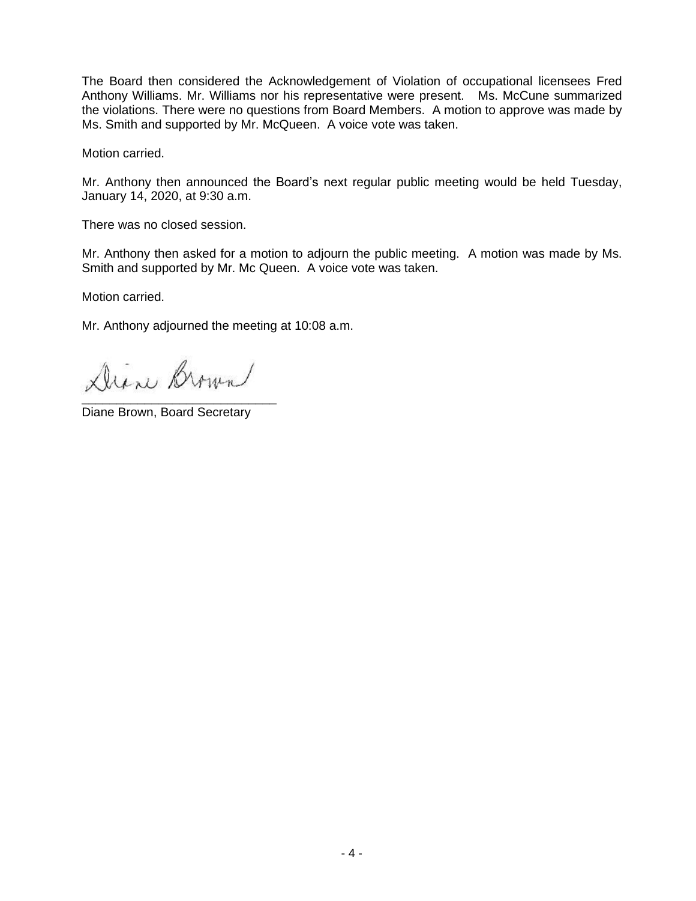The Board then considered the Acknowledgement of Violation of occupational licensees Fred Anthony Williams. Mr. Williams nor his representative were present. Ms. McCune summarized the violations. There were no questions from Board Members. A motion to approve was made by Ms. Smith and supported by Mr. McQueen. A voice vote was taken.

Motion carried.

Mr. Anthony then announced the Board's next regular public meeting would be held Tuesday, January 14, 2020, at 9:30 a.m.

There was no closed session.

Mr. Anthony then asked for a motion to adjourn the public meeting. A motion was made by Ms. Smith and supported by Mr. Mc Queen. A voice vote was taken.

Motion carried.

Mr. Anthony adjourned the meeting at 10:08 a.m.

Diane Brown

\_\_\_\_\_\_\_\_\_\_\_\_\_\_\_\_\_\_\_\_\_\_\_\_\_\_\_\_

Diane Brown, Board Secretary